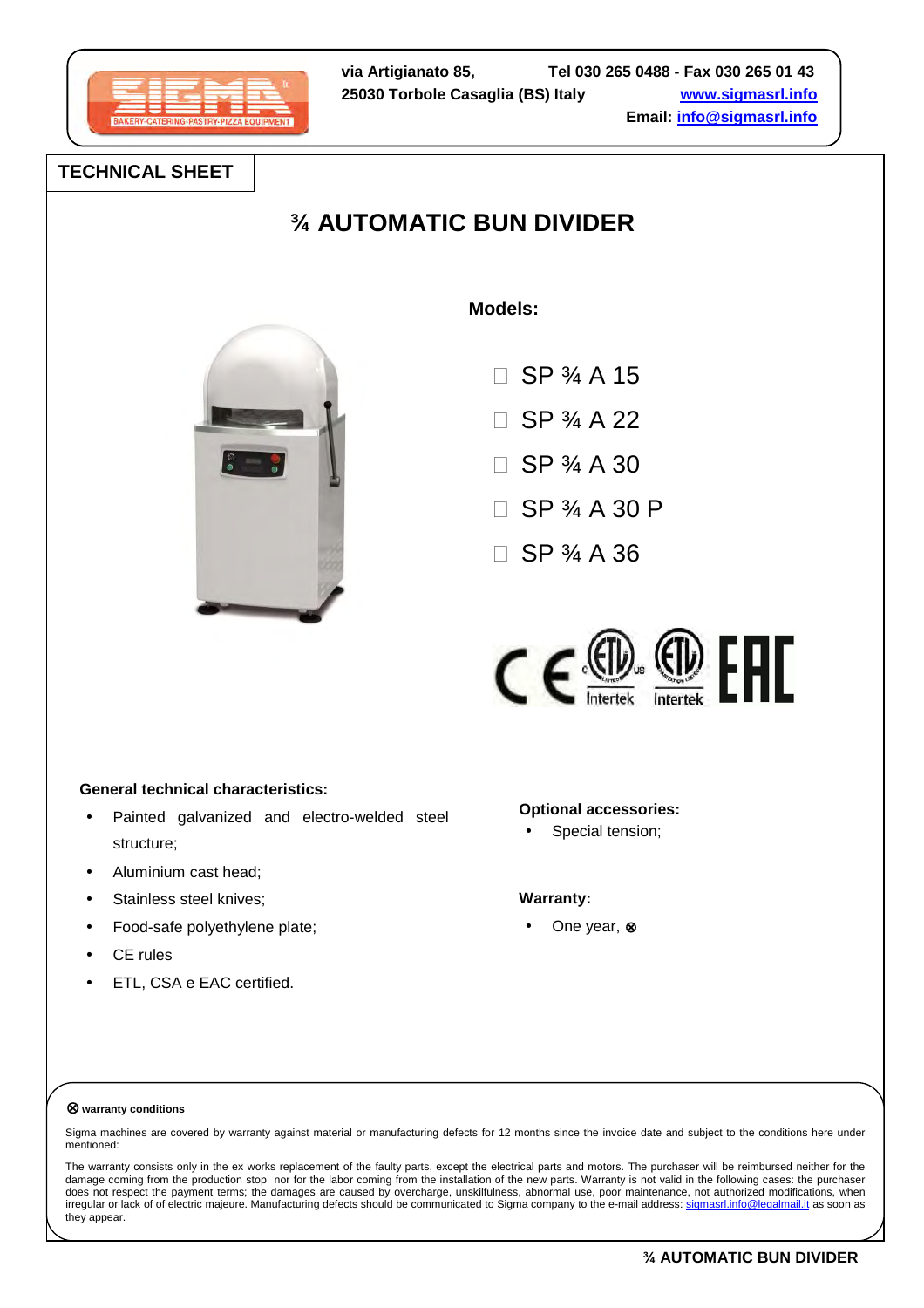via Artigianato 85,
25030 Torbole Casaglia (BS) Italy

Tel 030 265 0488 - Fax 030 265 01 43
www.sigmasrl.info
Email: info@sigmasrl.info

## TECHNICAL SHEET

# ¾ AUTOMATIC BUN DIVIDER

**Models:**

- ☐ SP ¾ A 15
- ☐ SP ¾ A 22
- ☐ SP ¾ A 30
- ☐ SP ¾ A 30 P
- ☐ SP ¾ A 36

**General technical characteristics:**

- Painted galvanized and electro-welded steel structure;
- Aluminium cast head;
- Stainless steel knives;
- Food-safe polyethylene plate;
- CE rules
- ETL, CSA e EAC certified.

**Optional accessories:**

- Special tension;

**Warranty:**

- One year, ⊗

⊗ **warranty conditions**

Sigma machines are covered by warranty against material or manufacturing defects for 12 months since the invoice date and subject to the conditions here under mentioned:

The warranty consists only in the ex works replacement of the faulty parts, except the electrical parts and motors. The purchaser will be reimbursed neither for the damage coming from the production stop nor for the labor coming from the installation of the new parts. Warranty is not valid in the following cases: the purchaser does not respect the payment terms; the damages are caused by overcharge, unskilfulness, abnormal use, poor maintenance, not authorized modifications, when irregular or lack of of electric majeure. Manufacturing defects should be communicated to Sigma company to the e-mail address: sigmasrl.info@legalmail.it as soon as they appear.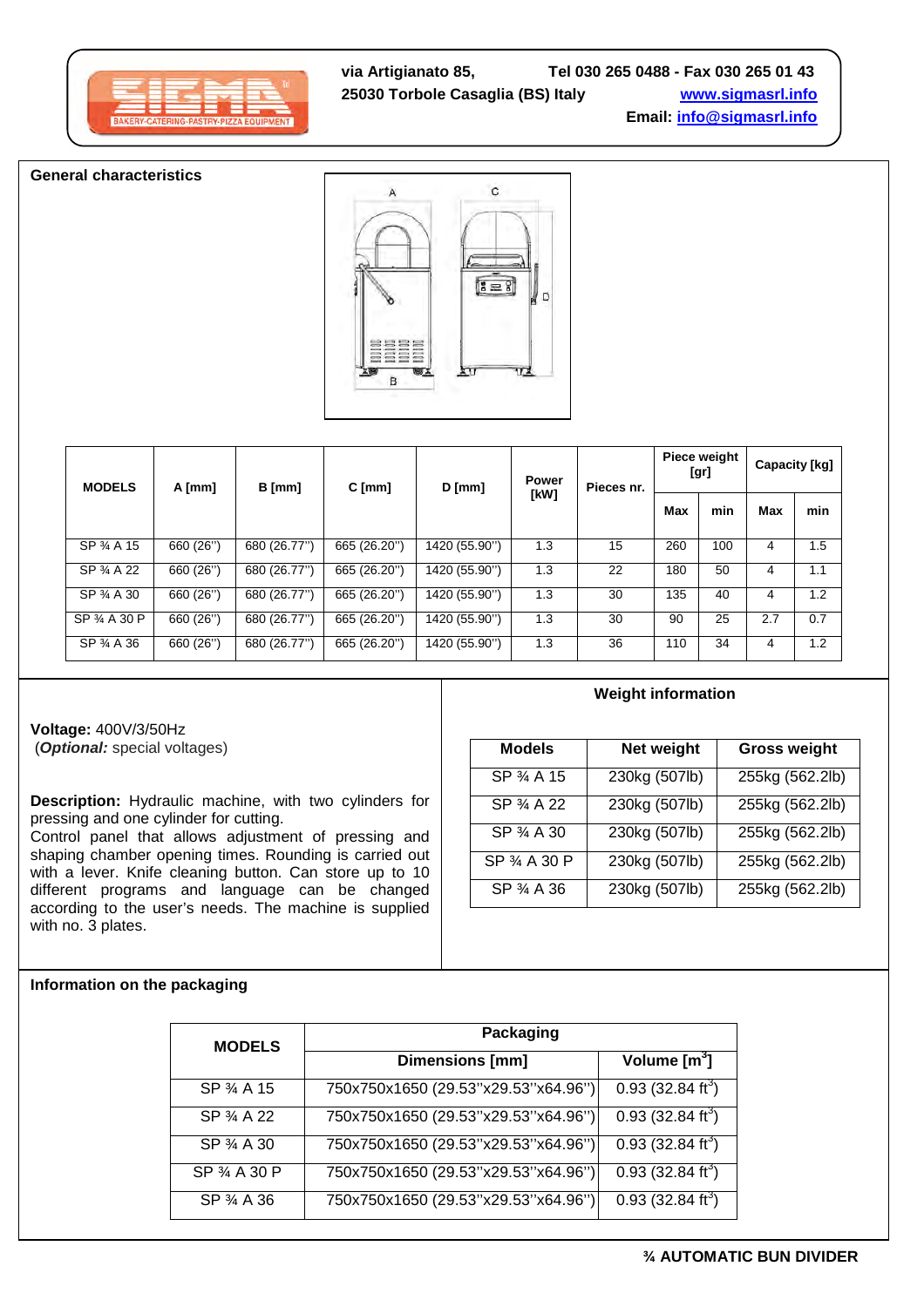via Artigianato 85, 25030 Torbole Casaglia (BS) Italy

Tel 030 265 0488 - Fax 030 265 01 43
www.sigmasrl.info
Email: info@sigmasrl.info

## General characteristics

| MODELS | A [mm] | B [mm] | C [mm] | D [mm] | Power [kW] | Pieces nr. | Piece weight [gr] | | Capacity [kg] | |
|---|---|---|---|---|---|---|---|---|---|---|
| | | | | | | | Max | min | Max | min |
| SP ¾ A 15 | 660 (26'') | 680 (26.77'') | 665 (26.20'') | 1420 (55.90'') | 1.3 | 15 | 260 | 100 | 4 | 1.5 |
| SP ¾ A 22 | 660 (26'') | 680 (26.77'') | 665 (26.20'') | 1420 (55.90'') | 1.3 | 22 | 180 | 50 | 4 | 1.1 |
| SP ¾ A 30 | 660 (26'') | 680 (26.77'') | 665 (26.20'') | 1420 (55.90'') | 1.3 | 30 | 135 | 40 | 4 | 1.2 |
| SP ¾ A 30 P | 660 (26'') | 680 (26.77'') | 665 (26.20'') | 1420 (55.90'') | 1.3 | 30 | 90 | 25 | 2.7 | 0.7 |
| SP ¾ A 36 | 660 (26'') | 680 (26.77'') | 665 (26.20'') | 1420 (55.90'') | 1.3 | 36 | 110 | 34 | 4 | 1.2 |

**Voltage:** 400V/3/50Hz
(***Optional:*** special voltages)

**Description:** Hydraulic machine, with two cylinders for pressing and one cylinder for cutting.
Control panel that allows adjustment of pressing and shaping chamber opening times. Rounding is carried out with a lever. Knife cleaning button. Can store up to 10 different programs and language can be changed according to the user's needs. The machine is supplied with no. 3 plates.

### Weight information

| Models | Net weight | Gross weight |
|---|---|---|
| SP ¾ A 15 | 230kg (507lb) | 255kg (562.2lb) |
| SP ¾ A 22 | 230kg (507lb) | 255kg (562.2lb) |
| SP ¾ A 30 | 230kg (507lb) | 255kg (562.2lb) |
| SP ¾ A 30 P | 230kg (507lb) | 255kg (562.2lb) |
| SP ¾ A 36 | 230kg (507lb) | 255kg (562.2lb) |

## Information on the packaging

| MODELS | Packaging | |
|---|---|---|
| | Dimensions [mm] | Volume [m$^3$] |
| SP ¾ A 15 | 750x750x1650 (29.53''x29.53''x64.96'') | 0.93 (32.84 ft$^3$) |
| SP ¾ A 22 | 750x750x1650 (29.53''x29.53''x64.96'') | 0.93 (32.84 ft$^3$) |
| SP ¾ A 30 | 750x750x1650 (29.53''x29.53''x64.96'') | 0.93 (32.84 ft$^3$) |
| SP ¾ A 30 P | 750x750x1650 (29.53''x29.53''x64.96'') | 0.93 (32.84 ft$^3$) |
| SP ¾ A 36 | 750x750x1650 (29.53''x29.53''x64.96'') | 0.93 (32.84 ft$^3$) |

**¾ AUTOMATIC BUN DIVIDER**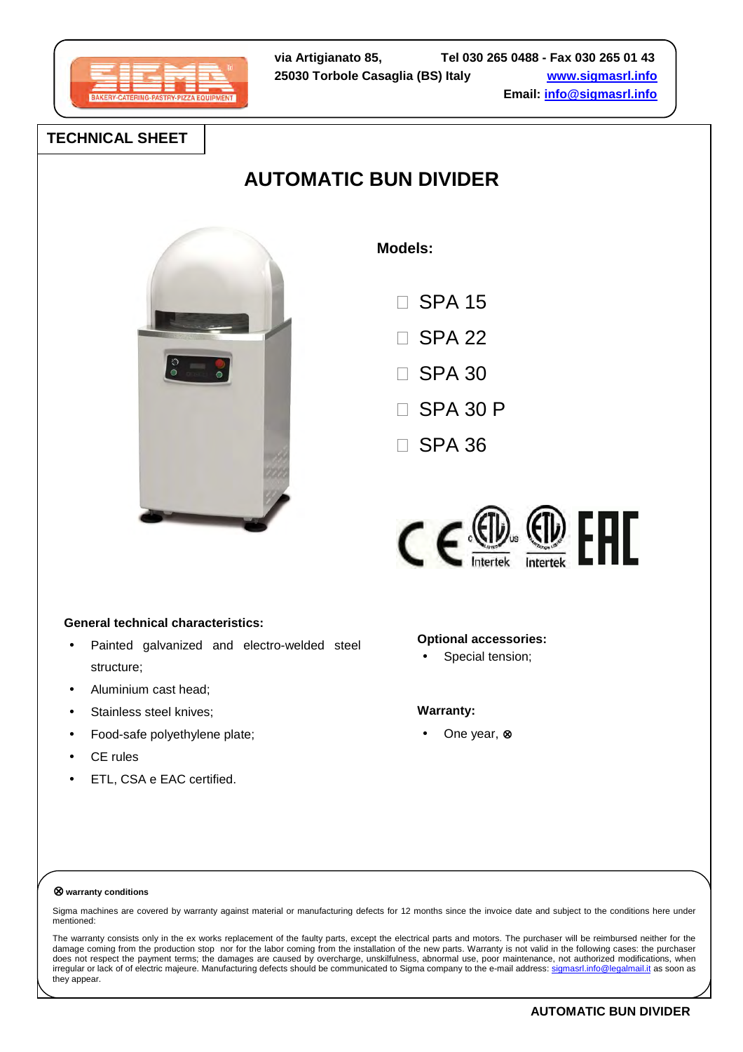via Artigianato 85,
25030 Torbole Casaglia (BS) Italy

Tel 030 265 0488 - Fax 030 265 01 43
www.sigmasrl.info
Email: info@sigmasrl.info

## TECHNICAL SHEET

# AUTOMATIC BUN DIVIDER

**Models:**

- ☐ SPA 15
- ☐ SPA 22
- ☐ SPA 30
- ☐ SPA 30 P
- ☐ SPA 36

**General technical characteristics:**

- Painted galvanized and electro-welded steel structure;
- Aluminium cast head;
- Stainless steel knives;
- Food-safe polyethylene plate;
- CE rules
- ETL, CSA e EAC certified.

**Optional accessories:**

- Special tension;

**Warranty:**

- One year, ⊗

**⊗ warranty conditions**

Sigma machines are covered by warranty against material or manufacturing defects for 12 months since the invoice date and subject to the conditions here under mentioned:

The warranty consists only in the ex works replacement of the faulty parts, except the electrical parts and motors. The purchaser will be reimbursed neither for the damage coming from the production stop nor for the labor coming from the installation of the new parts. Warranty is not valid in the following cases: the purchaser does not respect the payment terms; the damages are caused by overcharge, unskilfulness, abnormal use, poor maintenance, not authorized modifications, when irregular or lack of of electric majeure. Manufacturing defects should be communicated to Sigma company to the e-mail address: sigmasrl.info@legalmail.it as soon as they appear.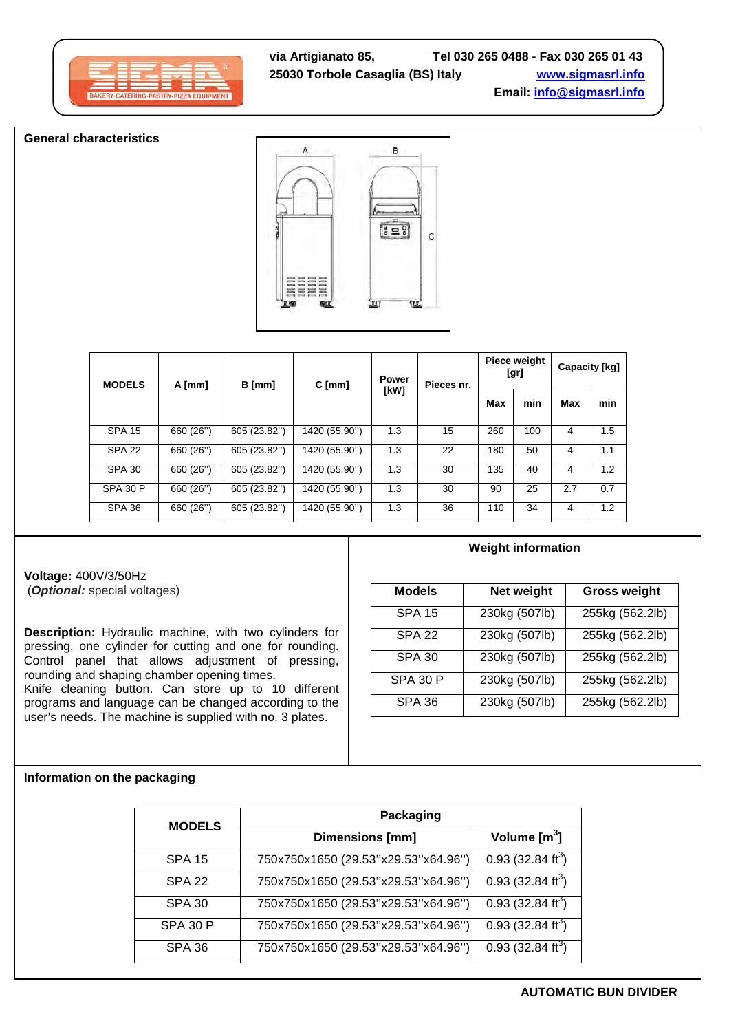via Artigianato 85, 25030 Torbole Casaglia (BS) Italy

Tel 030 265 0488 - Fax 030 265 01 43
www.sigmasrl.info
Email: info@sigmasrl.info

## General characteristics

| MODELS | A [mm] | B [mm] | C [mm] | Power [kW] | Pieces nr. | Piece weight [gr] | | Capacity [kg] | |
|---|---|---|---|---|---|---|---|---|---|
| | | | | | | Max | min | Max | min |
| SPA 15 | 660 (26") | 605 (23.82") | 1420 (55.90") | 1.3 | 15 | 260 | 100 | 4 | 1.5 |
| SPA 22 | 660 (26") | 605 (23.82") | 1420 (55.90") | 1.3 | 22 | 180 | 50 | 4 | 1.1 |
| SPA 30 | 660 (26") | 605 (23.82") | 1420 (55.90") | 1.3 | 30 | 135 | 40 | 4 | 1.2 |
| SPA 30 P | 660 (26") | 605 (23.82") | 1420 (55.90") | 1.3 | 30 | 90 | 25 | 2.7 | 0.7 |
| SPA 36 | 660 (26") | 605 (23.82") | 1420 (55.90") | 1.3 | 36 | 110 | 34 | 4 | 1.2 |

**Voltage:** 400V/3/50Hz
(***Optional:*** special voltages)

**Description:** Hydraulic machine, with two cylinders for pressing, one cylinder for cutting and one for rounding. Control panel that allows adjustment of pressing, rounding and shaping chamber opening times.
Knife cleaning button. Can store up to 10 different programs and language can be changed according to the user's needs. The machine is supplied with no. 3 plates.

### Weight information

| Models | Net weight | Gross weight |
|---|---|---|
| SPA 15 | 230kg (507lb) | 255kg (562.2lb) |
| SPA 22 | 230kg (507lb) | 255kg (562.2lb) |
| SPA 30 | 230kg (507lb) | 255kg (562.2lb) |
| SPA 30 P | 230kg (507lb) | 255kg (562.2lb) |
| SPA 36 | 230kg (507lb) | 255kg (562.2lb) |

## Information on the packaging

| MODELS | Packaging | |
|---|---|---|
| | Dimensions [mm] | Volume [$m^3$] |
| SPA 15 | 750x750x1650 (29.53"x29.53"x64.96") | 0.93 (32.84 $ft^3$) |
| SPA 22 | 750x750x1650 (29.53"x29.53"x64.96") | 0.93 (32.84 $ft^3$) |
| SPA 30 | 750x750x1650 (29.53"x29.53"x64.96") | 0.93 (32.84 $ft^3$) |
| SPA 30 P | 750x750x1650 (29.53"x29.53"x64.96") | 0.93 (32.84 $ft^3$) |
| SPA 36 | 750x750x1650 (29.53"x29.53"x64.96") | 0.93 (32.84 $ft^3$) |

**AUTOMATIC BUN DIVIDER**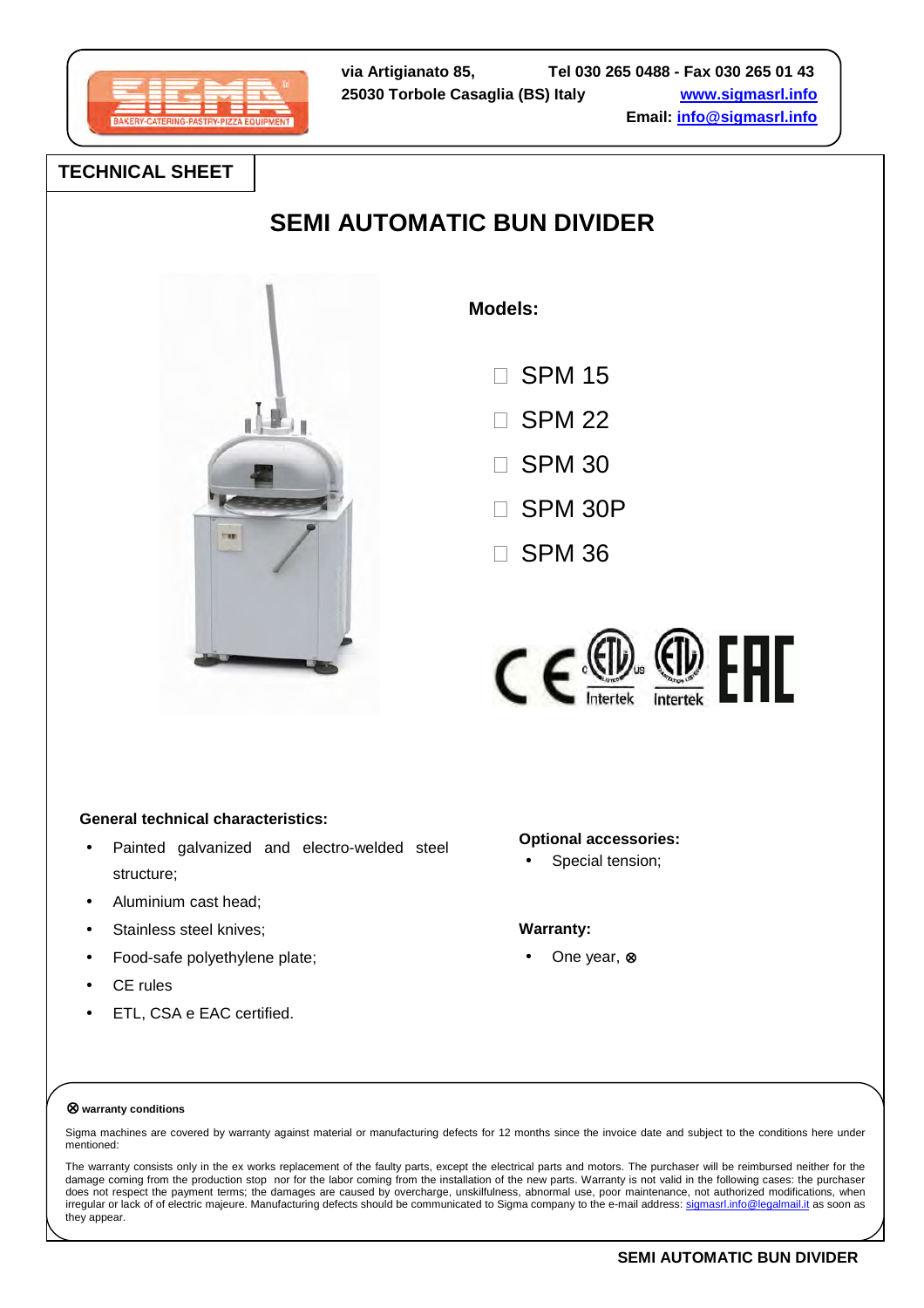via Artigianato 85,
25030 Torbole Casaglia (BS) Italy

Tel 030 265 0488 - Fax 030 265 01 43
www.sigmasrl.info
Email: info@sigmasrl.info

## TECHNICAL SHEET

# SEMI AUTOMATIC BUN DIVIDER

**Models:**

- ☐ SPM 15
- ☐ SPM 22
- ☐ SPM 30
- ☐ SPM 30P
- ☐ SPM 36

**General technical characteristics:**

- Painted galvanized and electro-welded steel structure;
- Aluminium cast head;
- Stainless steel knives;
- Food-safe polyethylene plate;
- CE rules
- ETL, CSA e EAC certified.

**Optional accessories:**

- Special tension;

**Warranty:**

- One year, ⊗

⊗ **warranty conditions**

Sigma machines are covered by warranty against material or manufacturing defects for 12 months since the invoice date and subject to the conditions here under mentioned:

The warranty consists only in the ex works replacement of the faulty parts, except the electrical parts and motors. The purchaser will be reimbursed neither for the damage coming from the production stop nor for the labor coming from the installation of the new parts. Warranty is not valid in the following cases: the purchaser does not respect the payment terms; the damages are caused by overcharge, unskilfulness, abnormal use, poor maintenance, not authorized modifications, when irregular or lack of of electric majeure. Manufacturing defects should be communicated to Sigma company to the e-mail address: sigmasrl.info@legalmail.it as soon as they appear.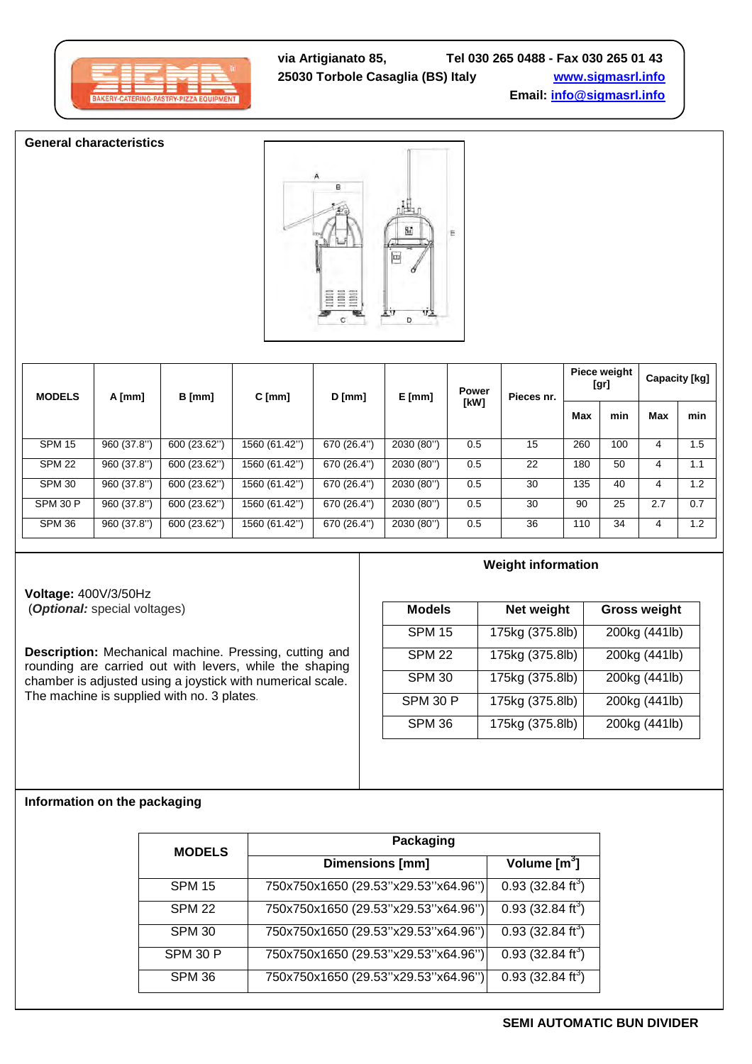via Artigianato 85, 25030 Torbole Casaglia (BS) Italy

Tel 030 265 0488 - Fax 030 265 01 43
www.sigmasrl.info
Email: info@sigmasrl.info

**General characteristics**

A
B
C
D
E

| MODELS | A [mm] | B [mm] | C [mm] | D [mm] | E [mm] | Power [kW] | Pieces nr. | Piece weight [gr] | | Capacity [kg] | |
|---|---|---|---|---|---|---|---|---|---|---|---|
| | | | | | | | | Max | min | Max | min |
| SPM 15 | 960 (37.8'') | 600 (23.62'') | 1560 (61.42'') | 670 (26.4'') | 2030 (80'') | 0.5 | 15 | 260 | 100 | 4 | 1.5 |
| SPM 22 | 960 (37.8'') | 600 (23.62'') | 1560 (61.42'') | 670 (26.4'') | 2030 (80'') | 0.5 | 22 | 180 | 50 | 4 | 1.1 |
| SPM 30 | 960 (37.8'') | 600 (23.62'') | 1560 (61.42'') | 670 (26.4'') | 2030 (80'') | 0.5 | 30 | 135 | 40 | 4 | 1.2 |
| SPM 30 P | 960 (37.8'') | 600 (23.62'') | 1560 (61.42'') | 670 (26.4'') | 2030 (80'') | 0.5 | 30 | 90 | 25 | 2.7 | 0.7 |
| SPM 36 | 960 (37.8'') | 600 (23.62'') | 1560 (61.42'') | 670 (26.4'') | 2030 (80'') | 0.5 | 36 | 110 | 34 | 4 | 1.2 |

**Voltage:** 400V/3/50Hz
(***Optional:*** special voltages)

**Description:** Mechanical machine. Pressing, cutting and rounding are carried out with levers, while the shaping chamber is adjusted using a joystick with numerical scale. The machine is supplied with no. 3 plates.

**Weight information**

| Models | Net weight | Gross weight |
|---|---|---|
| SPM 15 | 175kg (375.8lb) | 200kg (441lb) |
| SPM 22 | 175kg (375.8lb) | 200kg (441lb) |
| SPM 30 | 175kg (375.8lb) | 200kg (441lb) |
| SPM 30 P | 175kg (375.8lb) | 200kg (441lb) |
| SPM 36 | 175kg (375.8lb) | 200kg (441lb) |

**Information on the packaging**

| MODELS | Packaging | |
|---|---|---|
| | Dimensions [mm] | Volume [$m^3$] |
| SPM 15 | 750x750x1650 (29.53''x29.53''x64.96'') | 0.93 (32.84 $ft^3$) |
| SPM 22 | 750x750x1650 (29.53''x29.53''x64.96'') | 0.93 (32.84 $ft^3$) |
| SPM 30 | 750x750x1650 (29.53''x29.53''x64.96'') | 0.93 (32.84 $ft^3$) |
| SPM 30 P | 750x750x1650 (29.53''x29.53''x64.96'') | 0.93 (32.84 $ft^3$) |
| SPM 36 | 750x750x1650 (29.53''x29.53''x64.96'') | 0.93 (32.84 $ft^3$) |

**SEMI AUTOMATIC BUN DIVIDER**